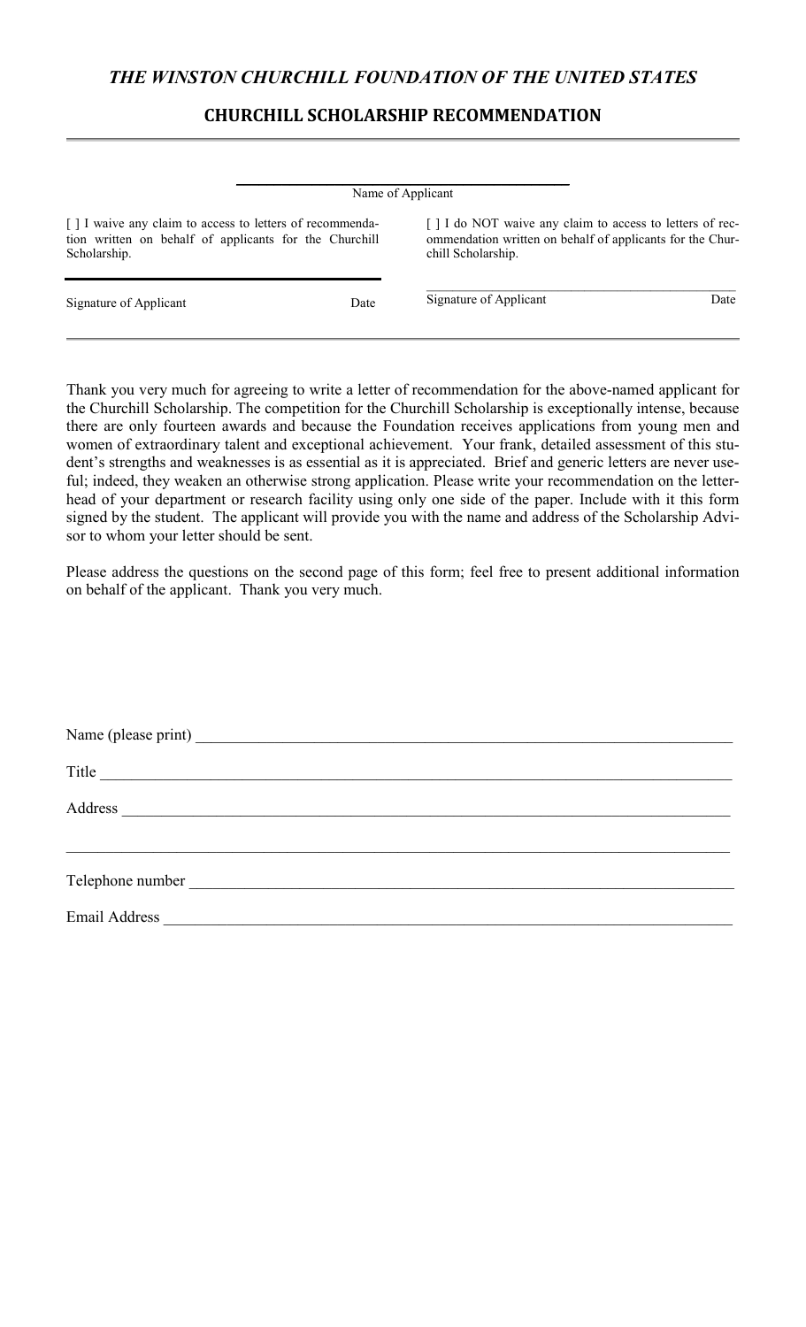## *THE WINSTON CHURCHILL FOUNDATION OF THE UNITED STATES*

### CHURCHILL SCHOLARSHIP RECOMMENDATION

---

\_\_\_\_\_\_\_\_\_\_\_\_\_\_\_\_\_\_\_\_\_\_\_\_\_\_\_\_\_\_\_\_\_\_\_\_\_\_\_\_

Name of Applicant

[ ] I waive any claim to access to letters of recommendation written on behalf of applicants for the Churchill Scholarship.

\_\_\_\_\_\_\_\_\_\_\_\_\_\_\_\_\_\_\_\_\_\_\_\_\_\_\_\_\_\_\_\_\_\_\_\_\_\_\_\_

Signature of Applicant                    Date

[ ] I do NOT waive any claim to access to letters of recommendation written on behalf of applicants for the Churchill Scholarship.

\_\_\_\_\_\_\_\_\_\_\_\_\_\_\_\_\_\_\_\_\_\_\_\_\_\_\_\_\_\_\_\_\_\_\_\_\_\_\_\_

Signature of Applicant                    Date

---

Thank you very much for agreeing to write a letter of recommendation for the above-named applicant for the Churchill Scholarship. The competition for the Churchill Scholarship is exceptionally intense, because there are only fourteen awards and because the Foundation receives applications from young men and women of extraordinary talent and exceptional achievement. Your frank, detailed assessment of this student's strengths and weaknesses is as essential as it is appreciated. Brief and generic letters are never useful; indeed, they weaken an otherwise strong application. Please write your recommendation on the letterhead of your department or research facility using only one side of the paper. Include with it this form signed by the student. The applicant will provide you with the name and address of the Scholarship Advisor to whom your letter should be sent.

Please address the questions on the second page of this form; feel free to present additional information on behalf of the applicant. Thank you very much.

Name (please print) \_\_\_\_\_\_\_\_\_\_\_\_\_\_\_\_\_\_\_\_\_\_\_\_\_\_\_\_\_\_\_\_\_\_\_\_\_\_\_\_

Title \_\_\_\_\_\_\_\_\_\_\_\_\_\_\_\_\_\_\_\_\_\_\_\_\_\_\_\_\_\_\_\_\_\_\_\_\_\_\_\_

Address \_\_\_\_\_\_\_\_\_\_\_\_\_\_\_\_\_\_\_\_\_\_\_\_\_\_\_\_\_\_\_\_\_\_\_\_\_\_\_\_

\_\_\_\_\_\_\_\_\_\_\_\_\_\_\_\_\_\_\_\_\_\_\_\_\_\_\_\_\_\_\_\_\_\_\_\_\_\_\_\_

Telephone number \_\_\_\_\_\_\_\_\_\_\_\_\_\_\_\_\_\_\_\_\_\_\_\_\_\_\_\_\_\_\_\_\_\_\_\_\_\_\_\_

Email Address \_\_\_\_\_\_\_\_\_\_\_\_\_\_\_\_\_\_\_\_\_\_\_\_\_\_\_\_\_\_\_\_\_\_\_\_\_\_\_\_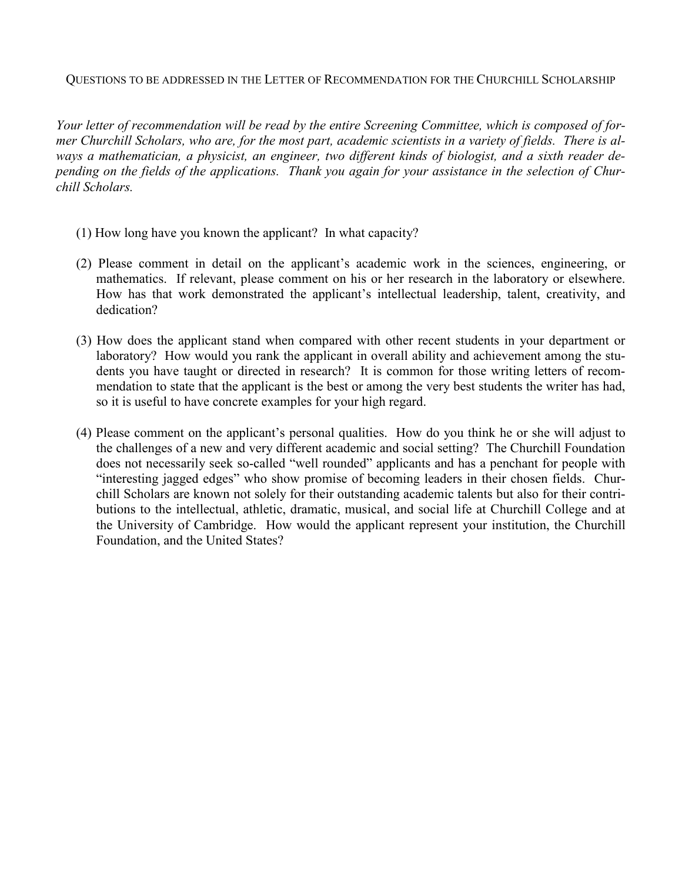## Questions to be addressed in the Letter of Recommendation for the Churchill Scholarship

*Your letter of recommendation will be read by the entire Screening Committee, which is composed of former Churchill Scholars, who are, for the most part, academic scientists in a variety of fields. There is always a mathematician, a physicist, an engineer, two different kinds of biologist, and a sixth reader depending on the fields of the applications. Thank you again for your assistance in the selection of Churchill Scholars.*

(1) How long have you known the applicant? In what capacity?

(2) Please comment in detail on the applicant's academic work in the sciences, engineering, or mathematics. If relevant, please comment on his or her research in the laboratory or elsewhere. How has that work demonstrated the applicant's intellectual leadership, talent, creativity, and dedication?

(3) How does the applicant stand when compared with other recent students in your department or laboratory? How would you rank the applicant in overall ability and achievement among the students you have taught or directed in research? It is common for those writing letters of recommendation to state that the applicant is the best or among the very best students the writer has had, so it is useful to have concrete examples for your high regard.

(4) Please comment on the applicant's personal qualities. How do you think he or she will adjust to the challenges of a new and very different academic and social setting? The Churchill Foundation does not necessarily seek so-called "well rounded" applicants and has a penchant for people with "interesting jagged edges" who show promise of becoming leaders in their chosen fields. Churchill Scholars are known not solely for their outstanding academic talents but also for their contributions to the intellectual, athletic, dramatic, musical, and social life at Churchill College and at the University of Cambridge. How would the applicant represent your institution, the Churchill Foundation, and the United States?